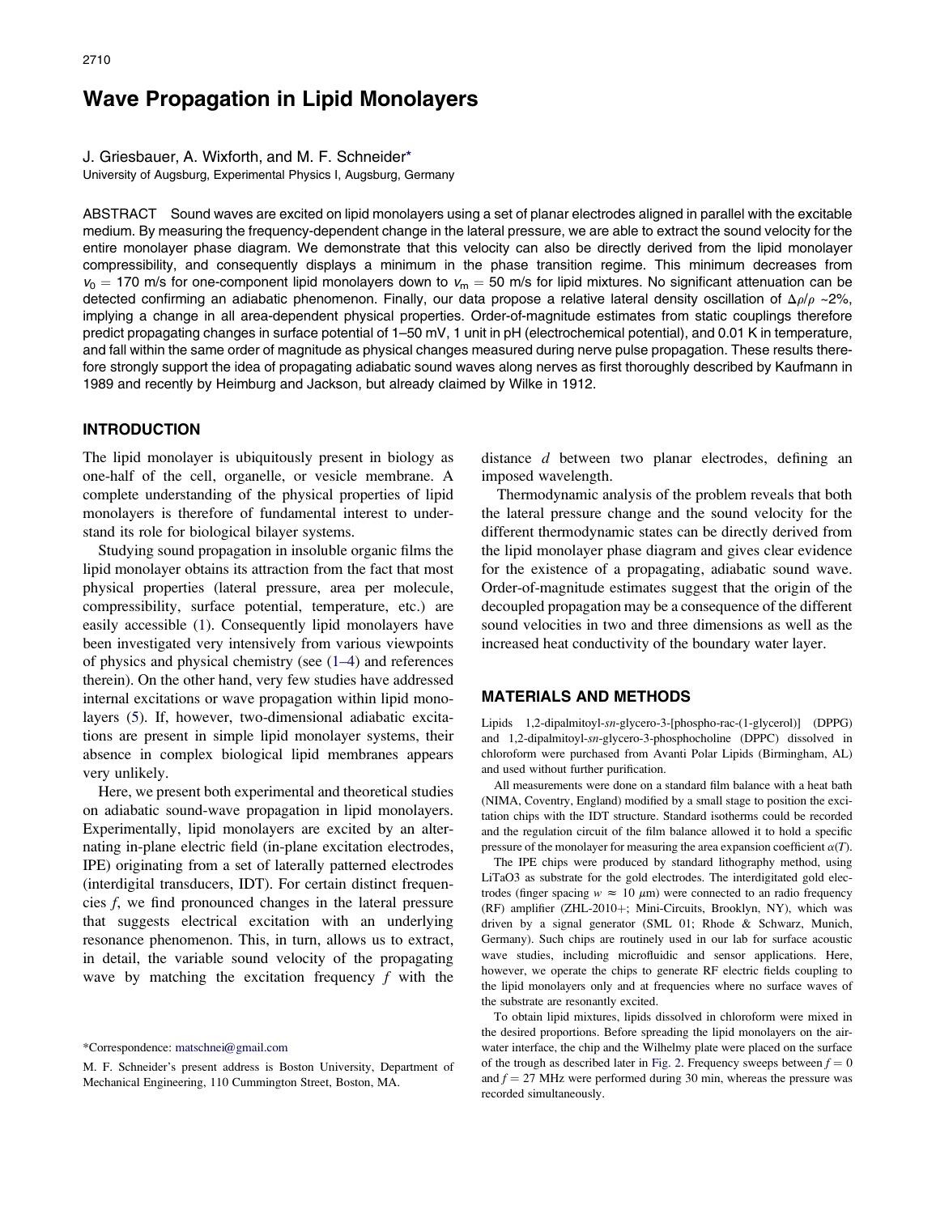# Wave Propagation in Lipid Monolayers

J. Griesbauer, A. Wixforth, and M. F. Schneider*

University of Augsburg, Experimental Physics I, Augsburg, Germany

ABSTRACT Sound waves are excited on lipid monolayers using a set of planar electrodes aligned in parallel with the excitable medium. By measuring the frequency-dependent change in the lateral pressure, we are able to extract the sound velocity for the entire monolayer phase diagram. We demonstrate that this velocity can also be directly derived from the lipid monolayer compressibility, and consequently displays a minimum in the phase transition regime. This minimum decreases from $v_0 = 170$ m/s for one-component lipid monolayers down to $v_m = 50$ m/s for lipid mixtures. No significant attenuation can be detected confirming an adiabatic phenomenon. Finally, our data propose a relative lateral density oscillation of $\Delta\rho/\rho$ ~2%, implying a change in all area-dependent physical properties. Order-of-magnitude estimates from static couplings therefore predict propagating changes in surface potential of 1–50 mV, 1 unit in pH (electrochemical potential), and 0.01 K in temperature, and fall within the same order of magnitude as physical changes measured during nerve pulse propagation. These results therefore strongly support the idea of propagating adiabatic sound waves along nerves as first thoroughly described by Kaufmann in 1989 and recently by Heimburg and Jackson, but already claimed by Wilke in 1912.

## INTRODUCTION

The lipid monolayer is ubiquitously present in biology as one-half of the cell, organelle, or vesicle membrane. A complete understanding of the physical properties of lipid monolayers is therefore of fundamental interest to understand its role for biological bilayer systems.

Studying sound propagation in insoluble organic films the lipid monolayer obtains its attraction from the fact that most physical properties (lateral pressure, area per molecule, compressibility, surface potential, temperature, etc.) are easily accessible (1). Consequently lipid monolayers have been investigated very intensively from various viewpoints of physics and physical chemistry (see (1–4) and references therein). On the other hand, very few studies have addressed internal excitations or wave propagation within lipid monolayers (5). If, however, two-dimensional adiabatic excitations are present in simple lipid monolayer systems, their absence in complex biological lipid membranes appears very unlikely.

Here, we present both experimental and theoretical studies on adiabatic sound-wave propagation in lipid monolayers. Experimentally, lipid monolayers are excited by an alternating in-plane electric field (in-plane excitation electrodes, IPE) originating from a set of laterally patterned electrodes (interdigital transducers, IDT). For certain distinct frequencies $f$, we find pronounced changes in the lateral pressure that suggests electrical excitation with an underlying resonance phenomenon. This, in turn, allows us to extract, in detail, the variable sound velocity of the propagating wave by matching the excitation frequency $f$ with the distance $d$ between two planar electrodes, defining an imposed wavelength.

Thermodynamic analysis of the problem reveals that both the lateral pressure change and the sound velocity for the different thermodynamic states can be directly derived from the lipid monolayer phase diagram and gives clear evidence for the existence of a propagating, adiabatic sound wave. Order-of-magnitude estimates suggest that the origin of the decoupled propagation may be a consequence of the different sound velocities in two and three dimensions as well as the increased heat conductivity of the boundary water layer.

## MATERIALS AND METHODS

Lipids 1,2-dipalmitoyl-*sn*-glycero-3-[phospho-rac-(1-glycerol)] (DPPG) and 1,2-dipalmitoyl-*sn*-glycero-3-phosphocholine (DPPC) dissolved in chloroform were purchased from Avanti Polar Lipids (Birmingham, AL) and used without further purification.

All measurements were done on a standard film balance with a heat bath (NIMA, Coventry, England) modified by a small stage to position the excitation chips with the IDT structure. Standard isotherms could be recorded and the regulation circuit of the film balance allowed it to hold a specific pressure of the monolayer for measuring the area expansion coefficient $\alpha(T)$.

The IPE chips were produced by standard lithography method, using $LiTaO_3$ as substrate for the gold electrodes. The interdigitated gold electrodes (finger spacing $w \approx 10$ $\mu$m) were connected to an radio frequency (RF) amplifier (ZHL-2010+; Mini-Circuits, Brooklyn, NY), which was driven by a signal generator (SML 01; Rhode & Schwarz, Munich, Germany). Such chips are routinely used in our lab for surface acoustic wave studies, including microfluidic and sensor applications. Here, however, we operate the chips to generate RF electric fields coupling to the lipid monolayers only and at frequencies where no surface waves of the substrate are resonantly excited.

To obtain lipid mixtures, lipids dissolved in chloroform were mixed in the desired proportions. Before spreading the lipid monolayers on the air-water interface, the chip and the Wilhelmy plate were placed on the surface of the trough as described later in Fig. 2. Frequency sweeps between $f = 0$ and $f = 27$ MHz were performed during 30 min, whereas the pressure was recorded simultaneously.

*Correspondence: matschnei@gmail.com

M. F. Schneider's present address is Boston University, Department of Mechanical Engineering, 110 Cummington Street, Boston, MA.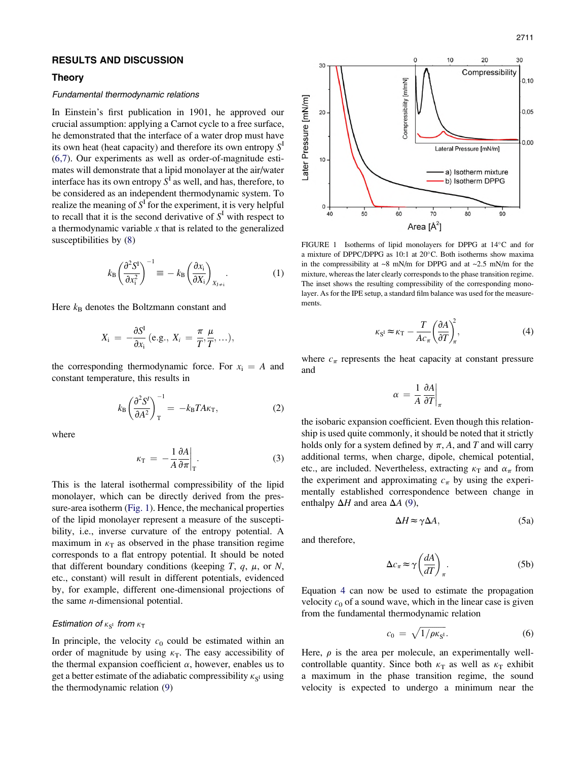## RESULTS AND DISCUSSION

### Theory

#### Fundamental thermodynamic relations

In Einstein's first publication in 1901, he approved our crucial assumption: applying a Carnot cycle to a free surface, he demonstrated that the interface of a water drop must have its own heat (heat capacity) and therefore its own entropy $S^{\mathrm{I}}$ (6,7). Our experiments as well as order-of-magnitude estimates will demonstrate that a lipid monolayer at the air/water interface has its own entropy $S^{\mathrm{I}}$ as well, and has, therefore, to be considered as an independent thermodynamic system. To realize the meaning of $S^{\mathrm{I}}$ for the experiment, it is very helpful to recall that it is the second derivative of $S^{\mathrm{I}}$ with respect to a thermodynamic variable $x$ that is related to the generalized susceptibilities by (8)

$$k_{\mathrm{B}}\left(\frac{\partial^2 S^{\mathrm{I}}}{\partial x_{\mathrm{i}}^2}\right)^{-1} \equiv -k_{\mathrm{B}}\left(\frac{\partial x_{\mathrm{i}}}{\partial X_{\mathrm{i}}}\right)_{X_{\mathrm{J}\neq\mathrm{i}}}. \tag{1}$$

Here $k_{\mathrm{B}}$ denotes the Boltzmann constant and

$$X_{\mathrm{i}} = -\frac{\partial S^{\mathrm{I}}}{\partial x_{\mathrm{i}}}\ (\text{e.g., } X_i = \frac{\pi}{T}, \frac{\mu}{T}, \ldots),$$

the corresponding thermodynamic force. For $x_{\mathrm{i}} = A$ and constant temperature, this results in

$$k_{\mathrm{B}}\left(\frac{\partial^2 S^{I}}{\partial A^2}\right)_{\mathrm{T}}^{-1} = -k_{\mathrm{B}} T A \kappa_{\mathrm{T}}, \tag{2}$$

where

$$\kappa_{\mathrm{T}} = -\frac{1}{A}\frac{\partial A}{\partial \pi}\bigg|_{\mathrm{T}}. \tag{3}$$

This is the lateral isothermal compressibility of the lipid monolayer, which can be directly derived from the pressure-area isotherm (Fig. 1). Hence, the mechanical properties of the lipid monolayer represent a measure of the susceptibility, i.e., inverse curvature of the entropy potential. A maximum in $\kappa_{\mathrm{T}}$ as observed in the phase transition regime corresponds to a flat entropy potential. It should be noted that different boundary conditions (keeping $T$, $q$, $\mu$, or $N$, etc., constant) will result in different potentials, evidenced by, for example, different one-dimensional projections of the same $n$-dimensional potential.

#### Estimation of $\kappa_{\mathrm{S}^{\mathrm{I}}}$ from $\kappa_{\mathrm{T}}$

In principle, the velocity $c_0$ could be estimated within an order of magnitude by using $\kappa_{\mathrm{T}}$. The easy accessibility of the thermal expansion coefficient $\alpha$, however, enables us to get a better estimate of the adiabatic compressibility $\kappa_{\mathrm{S}^{\mathrm{I}}}$ using the thermodynamic relation (9)

FIGURE 1 Isotherms of lipid monolayers for DPPG at 14°C and for a mixture of DPPC/DPPG as 10:1 at 20°C. Both isotherms show maxima in the compressibility at ~8 mN/m for DPPG and at ~2.5 mN/m for the mixture, whereas the later clearly corresponds to the phase transition regime. The inset shows the resulting compressibility of the corresponding monolayer. As for the IPE setup, a standard film balance was used for the measurements.

$$\kappa_{\mathrm{S}^{\mathrm{I}}} \approx \kappa_{\mathrm{T}} - \frac{T}{A c_{\pi}}\left(\frac{\partial A}{\partial T}\right)_{\pi}^{2}, \tag{4}$$

where $c_{\pi}$ represents the heat capacity at constant pressure and

$$\alpha = \frac{1}{A}\frac{\partial A}{\partial T}\bigg|_{\pi}$$

the isobaric expansion coefficient. Even though this relationship is used quite commonly, it should be noted that it strictly holds only for a system defined by $\pi$, $A$, and $T$ and will carry additional terms, when charge, dipole, chemical potential, etc., are included. Nevertheless, extracting $\kappa_{\mathrm{T}}$ and $\alpha_{\pi}$ from the experiment and approximating $c_{\pi}$ by using the experimentally established correspondence between change in enthalpy $\Delta H$ and area $\Delta A$ (9),

$$\Delta H \approx \gamma \Delta A, \tag{5a}$$

and therefore,

$$\Delta c_{\pi} \approx \gamma\left(\frac{dA}{dT}\right)_{\pi}. \tag{5b}$$

Equation 4 can now be used to estimate the propagation velocity $c_0$ of a sound wave, which in the linear case is given from the fundamental thermodynamic relation

$$c_0 = \sqrt{1/\rho\kappa_{\mathrm{S}^{\mathrm{I}}}}. \tag{6}$$

Here, $\rho$ is the area per molecule, an experimentally well-controllable quantity. Since both $\kappa_{\mathrm{T}}$ as well as $\kappa_{\mathrm{T}}$ exhibit a maximum in the phase transition regime, the sound velocity is expected to undergo a minimum near the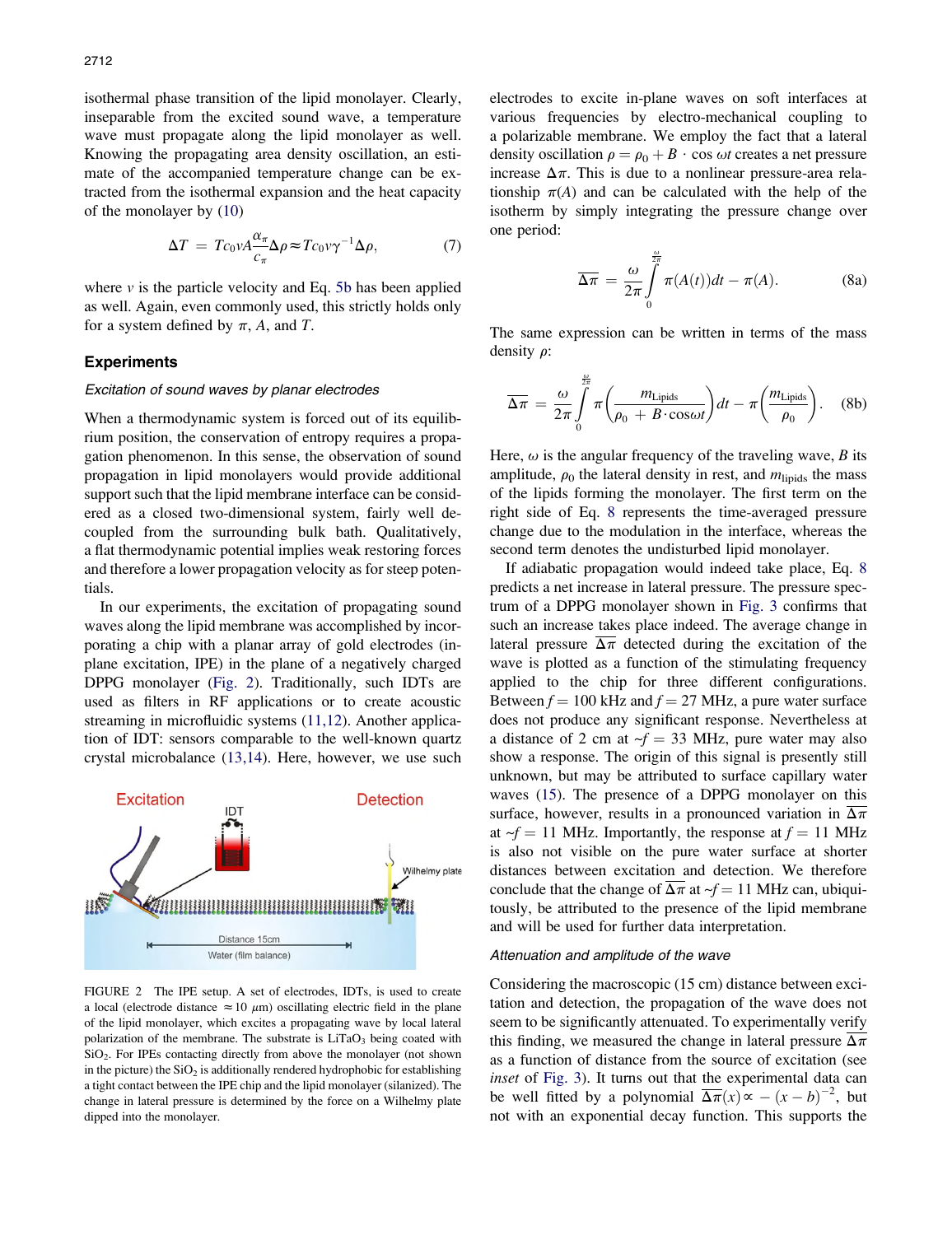isothermal phase transition of the lipid monolayer. Clearly, inseparable from the excited sound wave, a temperature wave must propagate along the lipid monolayer as well. Knowing the propagating area density oscillation, an estimate of the accompanied temperature change can be extracted from the isothermal expansion and the heat capacity of the monolayer by (10)

$$\Delta T = Tc_0 vA\frac{\alpha_\pi}{c_\pi}\Delta\rho \approx Tc_0 v\gamma^{-1}\Delta\rho, \tag{7}$$

where $v$ is the particle velocity and Eq. 5b has been applied as well. Again, even commonly used, this strictly holds only for a system defined by $\pi$, $A$, and $T$.

## Experiments

### *Excitation of sound waves by planar electrodes*

When a thermodynamic system is forced out of its equilibrium position, the conservation of entropy requires a propagation phenomenon. In this sense, the observation of sound propagation in lipid monolayers would provide additional support such that the lipid membrane interface can be considered as a closed two-dimensional system, fairly well decoupled from the surrounding bulk bath. Qualitatively, a flat thermodynamic potential implies weak restoring forces and therefore a lower propagation velocity as for steep potentials.

In our experiments, the excitation of propagating sound waves along the lipid monolayer was accomplished by incorporating a chip with a planar array of gold electrodes (in-plane excitation, IPE) in the plane of a negatively charged DPPG monolayer (Fig. 2). Traditionally, such IDTs are used as filters in RF applications or to create acoustic streaming in microfluidic systems (11,12). Another application of IDT: sensors comparable to the well-known quartz crystal microbalance (13,14). Here, however, we use such electrodes to excite in-plane waves on soft interfaces at various frequencies by electro-mechanical coupling to a polarizable membrane. We employ the fact that a lateral density oscillation $\rho = \rho_0 + B \cdot \cos \omega t$ creates a net pressure increase $\Delta\pi$. This is due to a nonlinear pressure-area relationship $\pi(A)$ and can be calculated with the help of the isotherm by simply integrating the pressure change over one period:

$$\overline{\Delta\pi} = \frac{\omega}{2\pi}\int_0^{\frac{\omega}{2\pi}} \pi(A(t))dt - \pi(A). \tag{8a}$$

The same expression can be written in terms of the mass density $\rho$:

$$\overline{\Delta\pi} = \frac{\omega}{2\pi}\int_0^{\frac{\omega}{2\pi}} \pi\left(\frac{m_{\text{Lipids}}}{\rho_0 + B\cdot\cos\omega t}\right)dt - \pi\left(\frac{m_{\text{Lipids}}}{\rho_0}\right). \tag{8b}$$

Here, $\omega$ is the angular frequency of the traveling wave, $B$ its amplitude, $\rho_0$ the lateral density in rest, and $m_{\text{lipids}}$ the mass of the lipids forming the monolayer. The first term on the right side of Eq. 8 represents the time-averaged pressure change due to the modulation in the interface, whereas the second term denotes the undisturbed lipid monolayer.

If adiabatic propagation would indeed take place, Eq. 8 predicts a net increase in lateral pressure. The pressure spectrum of a DPPG monolayer shown in Fig. 3 confirms that such an increase takes place indeed. The average change in lateral pressure $\overline{\Delta\pi}$ detected during the excitation of the wave is plotted as a function of the stimulating frequency applied to the chip for three different configurations. Between $f = 100$ kHz and $f = 27$ MHz, a pure water surface does not produce any significant response. Nevertheless at a distance of 2 cm at $\sim f = 33$ MHz, pure water may also show a response. The origin of this signal is presently still unknown, but may be attributed to surface capillary water waves (15). The presence of a DPPG monolayer on this surface, however, results in a pronounced variation in $\overline{\Delta\pi}$ at $\sim f = 11$ MHz. Importantly, the response at $f = 11$ MHz is also not visible on the pure water surface at shorter distances between excitation and detection. We therefore conclude that the change of $\overline{\Delta\pi}$ at $\sim f = 11$ MHz can, ubiquitously, be attributed to the presence of the lipid membrane and will be used for further data interpretation.

FIGURE 2 The IPE setup. A set of electrodes, IDTs, is used to create a local (electrode distance $\approx 10$ $\mu$m) oscillating electric field in the plane of the lipid monolayer, which excites a propagating wave by local lateral polarization of the membrane. The substrate is $LiTaO_3$ being coated with $SiO_2$. For IPEs contacting directly from above the monolayer (not shown in the picture) the $SiO_2$ is additionally rendered hydrophobic for establishing a tight contact between the IPE chip and the lipid monolayer (silanized). The change in lateral pressure is determined by the force on a Wilhelmy plate dipped into the monolayer.

### *Attenuation and amplitude of the wave*

Considering the macroscopic (15 cm) distance between excitation and detection, the propagation of the wave does not seem to be significantly attenuated. To experimentally verify this finding, we measured the change in lateral pressure $\overline{\Delta\pi}$ as a function of distance from the source of excitation (see *inset* of Fig. 3). It turns out that the experimental data can be well fitted by a polynomial $\overline{\Delta\pi}(x) \propto -(x-b)^{-2}$, but not with an exponential decay function. This supports the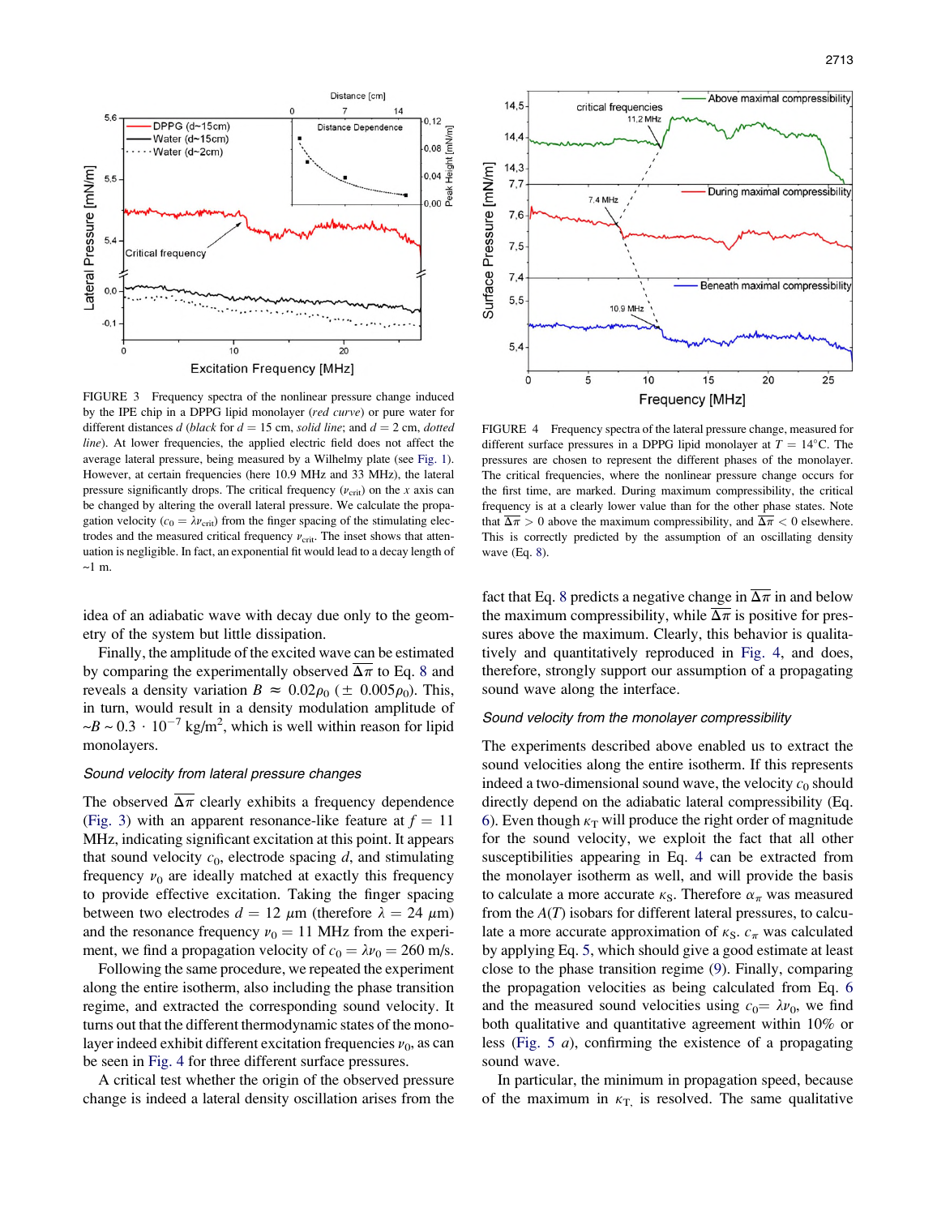FIGURE 3 Frequency spectra of the nonlinear pressure change induced by the IPE chip in a DPPG lipid monolayer (*red curve*) or pure water for different distances $d$ (*black* for $d = 15$ cm, *solid line*; and $d = 2$ cm, *dotted line*). At lower frequencies, the applied electric field does not affect the average lateral pressure, being measured by a Wilhelmy plate (see Fig. 1). However, at certain frequencies (here 10.9 MHz and 33 MHz), the lateral pressure significantly drops. The critical frequency ($\nu_{crit}$) on the $x$ axis can be changed by altering the overall lateral pressure. We calculate the propagation velocity ($c_0 = \lambda \nu_{crit}$) from the finger spacing of the stimulating electrodes and the measured critical frequency $\nu_{crit}$. The inset shows that attenuation is negligible. In fact, an exponential fit would lead to a decay length of ~1 m.

FIGURE 4 Frequency spectra of the lateral pressure change, measured for different surface pressures in a DPPG lipid monolayer at $T = 14°$C. The pressures are chosen to represent the different phase states of the monolayer. The critical frequencies, where the nonlinear pressure change occurs for the first time, are marked. During maximum compressibility, the critical frequency is at a clearly lower value than for the other phase states. Note that $\overline{\Delta\pi} > 0$ above the maximum compressibility, and $\overline{\Delta\pi} < 0$ elsewhere. This is correctly predicted by the assumption of an oscillating density wave (Eq. 8).

idea of an adiabatic wave with decay due only to the geometry of the system but little dissipation.

Finally, the amplitude of the excited wave can be estimated by comparing the experimentally observed $\overline{\Delta\pi}$ to Eq. 8 and reveals a density variation $B \approx 0.02\rho_0$ ($\pm$ $0.005\rho_0$). This, in turn, would result in a density modulation amplitude of ~$B$ ~ $0.3 \cdot 10^{-7}$ kg/m$^2$, which is well within reason for lipid monolayers.

### Sound velocity from lateral pressure changes

The observed $\overline{\Delta\pi}$ clearly exhibits a frequency dependence (Fig. 3) with an apparent resonance-like feature at $f = 11$ MHz, indicating significant excitation at this point. It appears that sound velocity $c_0$, electrode spacing $d$, and stimulating frequency $\nu_0$ are ideally matched at exactly this frequency to provide effective excitation. Taking the finger spacing between two electrodes $d = 12$ $\mu$m (therefore $\lambda = 24$ $\mu$m) and the resonance frequency $\nu_0 = 11$ MHz from the experiment, we find a propagation velocity of $c_0 = \lambda\nu_0 = 260$ m/s.

Following the same procedure, we repeated the experiment along the entire isotherm, also including the phase transition regime, and extracted the corresponding sound velocities. It turns out that the different thermodynamic states of the monolayer indeed exhibit different excitation frequencies $\nu_0$, as can be seen in Fig. 4 for three different surface pressures.

A critical test whether the origin of the observed pressure change is indeed a lateral density oscillation arises from the fact that Eq. 8 predicts a negative change in $\overline{\Delta\pi}$ in and below the maximum compressibility, while $\overline{\Delta\pi}$ is positive for pressures above the maximum. Clearly, this behavior is qualitatively and quantitatively reproduced in Fig. 4, and does, therefore, strongly support our assumption of a propagating sound wave along the interface.

### Sound velocity from the monolayer compressibility

The experiments described above enabled us to extract the sound velocities along the entire isotherm. If this represents indeed a two-dimensional sound wave, the velocity $c_0$ should directly depend on the adiabatic lateral compressibility (Eq. 6). Even though $\kappa_T$ will produce the right order of magnitude for the sound velocity, we exploit the fact that all other susceptibilities appearing in Eq. 4 can be extracted from the monolayer isotherm as well, and will provide the basis to calculate a more accurate $\kappa_S$. Therefore $\alpha_\pi$ was measured from the $A(T)$ isobars for different lateral pressures, to calculate a more accurate approximation of $\kappa_S$. $c_\pi$ was calculated by applying Eq. 5, which should give a good estimate at least close to the phase transition regime (9). Finally, comparing the propagation velocities as being calculated from Eq. 6 and the measured sound velocities using $c_0 = \lambda\nu_0$, we find both qualitative and quantitative agreement within 10% or less (Fig. 5 *a*), confirming the existence of a propagating sound wave.

In particular, the minimum in propagation speed, because of the maximum in $\kappa_T$, is resolved. The same qualitative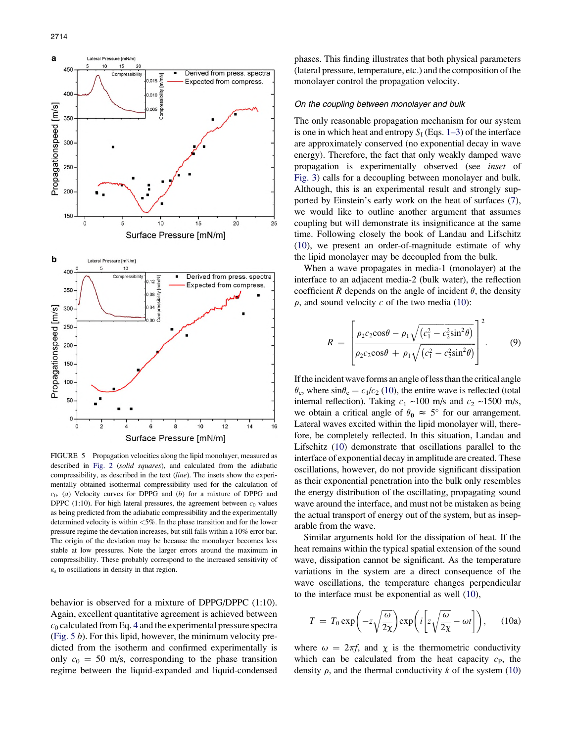FIGURE 5 Propagation velocities along the lipid monolayer, measured as described in Fig. 2 (*solid squares*), and calculated from the adiabatic compressibility, as described in the text (*line*). The insets show the experimentally obtained isothermal compressibility used for the calculation of $c_0$. (*a*) Velocity curves for DPPG and (*b*) for a mixture of DPPG and DPPC (1:10). For high lateral pressures, the agreement between $c_0$ values as being predicted from the adiabatic compressibility and the experimentally determined velocity is within <5%. In the phase transition and for the lower pressure regime the deviation increases, but still falls within a 10% error bar. The origin of the deviation may be the monolayer becomes less stable at low pressures. Note the larger errors around the maximum in compressibility. These probably correspond to the increased sensitivity of $\kappa_s$ to oscillations in density in that region.

behavior is observed for a mixture of DPPG/DPPC (1:10). Again, excellent quantitative agreement is achieved between $c_0$ calculated from Eq. 4 and the experimental pressure spectra (Fig. 5 *b*). For this lipid, however, the minimum velocity predicted from the isotherm and confirmed experimentally is only $c_0 = 50$ m/s, corresponding to the phase transition regime between the liquid-expanded and liquid-condensed phases. This finding illustrates that both physical parameters (lateral pressure, temperature, etc.) and the composition of the monolayer control the propagation velocity.

### *On the coupling between monolayer and bulk*

The only reasonable propagation mechanism for our system is one in which heat and entropy $S_I$ (Eqs. 1–3) of the interface are approximately conserved (no exponential decay in wave energy). Therefore, the fact that only weakly damped wave propagation is experimentally observed (see *inset* of Fig. 3) calls for a decoupling between monolayer and bulk. Although, this is an experimental result and strongly supported by Einstein's early work on the heat of surfaces (7), we would like to outline another argument that assumes coupling but will demonstrate its insignificance at the same time. Following closely the book of Landau and Lifschitz (10), we present an order-of-magnitude estimate of why the lipid monolayer may be decoupled from the bulk.

When a wave propagates in media-1 (monolayer) at the interface to an adjacent media-2 (bulk water), the reflection coefficient $R$ depends on the angle of incident $\theta$, the density $\rho$, and sound velocity $c$ of the two media (10):

$$R = \left[\frac{\rho_2 c_2 \cos\theta - \rho_1\sqrt{\left(c_1^2 - c_2^2\sin^2\theta\right)}}{\rho_2 c_2 \cos\theta + \rho_1\sqrt{\left(c_1^2 - c_2^2\sin^2\theta\right)}}\right]^2. \quad (9)$$

If the incident wave forms an angle of less than the critical angle $\theta_c$, where $\sin\theta_c = c_1/c_2$ (10), the entire wave is reflected (total internal reflection). Taking $c_1$ ~100 m/s and $c_2$ ~1500 m/s, we obtain a critical angle of $\theta_0 \approx 5°$ for our arrangement. Lateral waves excited within the lipid monolayer will, therefore, be completely reflected. In this situation, Landau and Lifschitz (10) demonstrate that oscillations parallel to the interface of exponential decay in amplitude are created. These oscillations, however, do not provide significant dissipation as their exponential penetration into the bulk only resembles the energy distribution of the oscillating, propagating sound wave around the interface, and must not be mistaken as being the actual transport of energy out of the system, but as inseparable from the wave.

Similar arguments hold for the dissipation of heat. If the heat remains within the typical spatial extension of the sound wave, dissipation cannot be significant. As the temperature variations in the system are a direct consequence of the wave oscillations, the temperature changes perpendicular to the interface must be exponential as well (10),

$$T = T_0 \exp\left(-z\sqrt{\frac{\omega}{2\chi}}\right)\exp\left(i\left[z\sqrt{\frac{\omega}{2\chi}} - \omega t\right]\right), \quad (10a)$$

where $\omega = 2\pi f$, and $\chi$ is the thermometric conductivity which can be calculated from the heat capacity $c_P$, the density $\rho$, and the thermal conductivity $k$ of the system (10)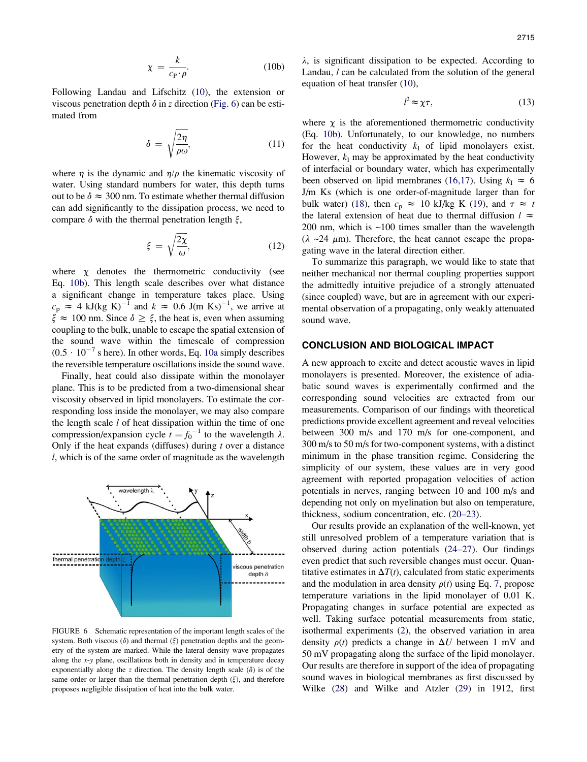$$\chi = \frac{k}{c_P \cdot \rho}. \tag{10b}$$

Following Landau and Lifschitz (10), the extension or viscous penetration depth $\delta$ in $z$ direction (Fig. 6) can be estimated from

$$\delta = \sqrt{\frac{2\eta}{\rho\omega}}, \tag{11}$$

where $\eta$ is the dynamic and $\eta/\rho$ the kinematic viscosity of water. Using standard numbers for water, this depth turns out to be $\delta \approx 300$ nm. To estimate whether thermal diffusion can add significantly to the dissipation process, we need to compare $\delta$ with the thermal penetration length $\xi$,

$$\xi = \sqrt{\frac{2\chi}{\omega}}, \tag{12}$$

where $\chi$ denotes the thermometric conductivity (see Eq. 10b). This length scale describes over what distance a significant change in temperature takes place. Using $c_p \approx 4$ kJ(kg K)$^{-1}$ and $k \approx 0.6$ J(m Ks)$^{-1}$, we arrive at $\xi \approx 100$ nm. Since $\delta \geq \xi$, the heat is, even when assuming coupling to the bulk, unable to escape the spatial extension of the sound wave within the timescale of compression ($0.5 \cdot 10^{-7}$ s here). In other words, Eq. 10a simply describes the reversible temperature oscillations inside the sound wave.

Finally, heat could also dissipate within the monolayer plane. This is to be predicted from a two-dimensional shear viscosity observed in lipid monolayers. To estimate the corresponding loss inside the monolayer, we may also compare the length scale $l$ of heat dissipation within the time of one compression/expansion cycle $t = f_0^{-1}$ to the wavelength $\lambda$. Only if the heat expands (diffuses) during $t$ over a distance $l$, which is of the same order of magnitude as the wavelength $\lambda$, is significant dissipation to be expected. According to Landau, $l$ can be calculated from the solution of the general equation of heat transfer (10),

$$l^2 \approx \chi\tau, \tag{13}$$

where $\chi$ is the aforementioned thermometric conductivity (Eq. 10b). Unfortunately, to our knowledge, no numbers for the heat conductivity $k_I$ of lipid monolayers exist. However, $k_I$ may be approximated by the heat conductivity of interfacial or boundary water, which has experimentally been observed on lipid membranes (16,17). Using $k_I \approx 6$ J/m Ks (which is one order-of-magnitude larger than for bulk water) (18), then $c_p \approx 10$ kJ/kg K (19), and $\tau \approx t$ the lateral extension of heat due to thermal diffusion $l \approx 200$ nm, which is ~100 times smaller than the wavelength ($\lambda$ ~24 $\mu$m). Therefore, the heat cannot escape the propagating wave in the lateral direction either.

To summarize this paragraph, we would like to state that neither mechanical nor thermal coupling properties support the admittedly intuitive prejudice of a strongly attenuated (since coupled) wave, but are in agreement with our experimental observation of a propagating, only weakly attenuated sound wave.

FIGURE 6 Schematic representation of the important length scales of the system. Both viscous ($\delta$) and thermal ($\xi$) penetration depths and the geometry of the system are marked. While the lateral density wave propagates along the $x$-$y$ plane, oscillations both in density and in temperature decay exponentially along the $z$ direction. The density length scale ($\delta$) is of the same order or larger than the thermal penetration depth ($\xi$), and therefore proposes negligible dissipation of heat into the bulk water.

## CONCLUSION AND BIOLOGICAL IMPACT

A new approach to excite and detect acoustic waves in lipid monolayers is presented. Moreover, the existence of adiabatic sound waves is experimentally confirmed and the corresponding sound velocities are extracted from our measurements. Comparison of our findings with theoretical predictions provide excellent agreement and reveal velocities between 300 m/s and 170 m/s for one-component, and 300 m/s to 50 m/s for two-component systems, with a distinct minimum in the phase transition regime. Considering the simplicity of our system, these values are in very good agreement with reported propagation velocities of action potentials in nerves, ranging between 10 and 100 m/s and depending not only on myelination but also on temperature, thickness, sodium concentration, etc. (20–23).

Our results provide an explanation of the well-known, yet still unresolved problem of a temperature variation that is observed during action potentials (24–27). Our findings even predict that such reversible changes must occur. Quantitative estimates in $\Delta T(t)$, calculated from static experiments and the modulation in area density $\rho(t)$ using Eq. 7, propose temperature variations in the lipid monolayer of 0.01 K. Propagating changes in surface potential are expected as well. Taking surface potential measurements from static, isothermal experiments (2), the observed variation in area density $\rho(t)$ predicts a change in $\Delta U$ between 1 mV and 50 mV propagating along the surface of the lipid monolayer. Our results are therefore in support of the idea of propagating sound waves in biological membranes as first discussed by Wilke (28) and Wilke and Atzler (29) in 1912, first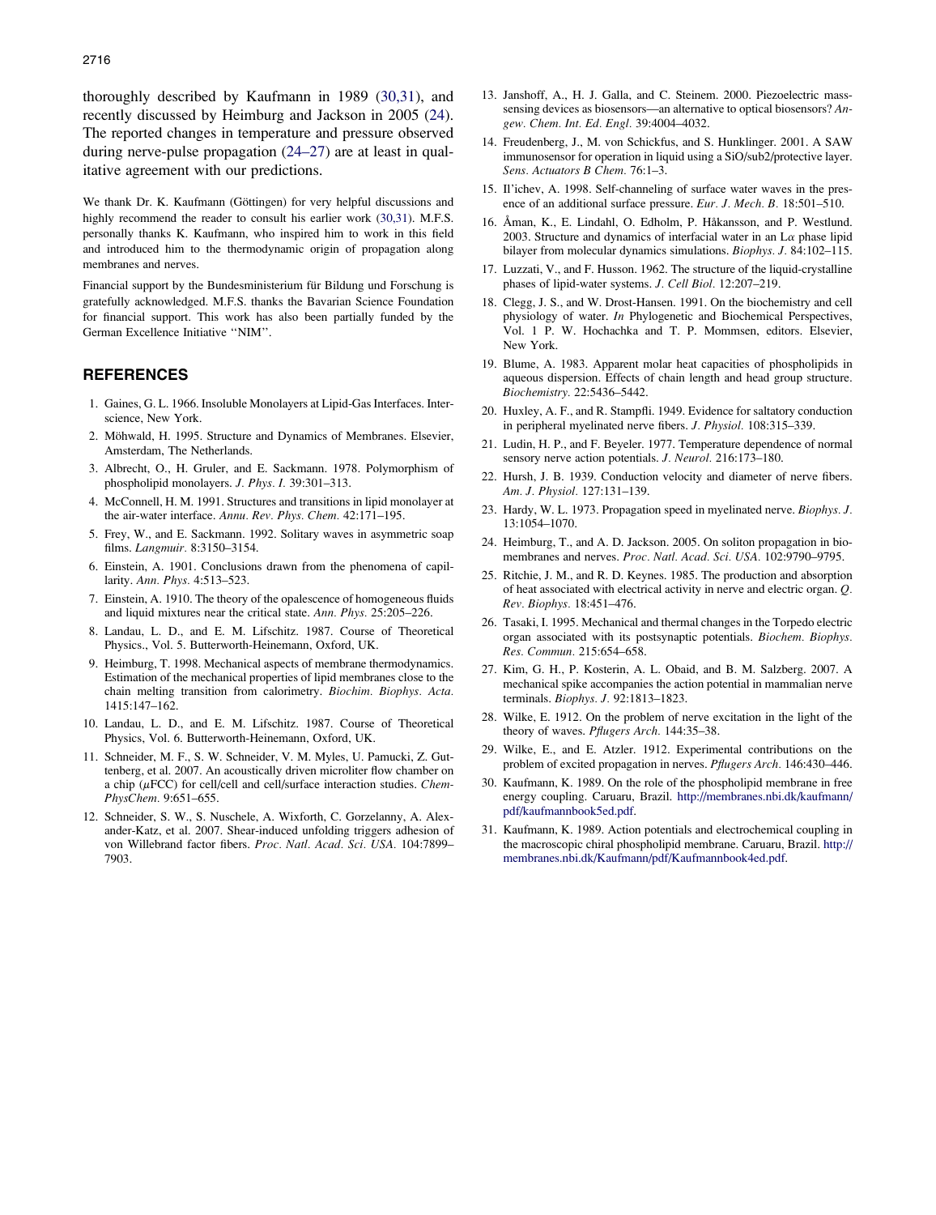thoroughly described by Kaufmann in 1989 (30,31), and recently discussed by Heimburg and Jackson in 2005 (24). The reported changes in temperature and pressure observed during nerve-pulse propagation (24–27) are at least in qualitative agreement with our predictions.

We thank Dr. K. Kaufmann (Göttingen) for very helpful discussions and highly recommend the reader to consult his earlier work (30,31). M.F.S. personally thanks K. Kaufmann, who inspired him to work in this field and introduced him to the thermodynamic origin of propagation along membranes and nerves.

Financial support by the Bundesministerium für Bildung und Forschung is gratefully acknowledged. M.F.S. thanks the Bavarian Science Foundation for financial support. This work has also been partially funded by the German Excellence Initiative "NIM".

## REFERENCES

1. Gaines, G. L. 1966. Insoluble Monolayers at Lipid-Gas Interfaces. Interscience, New York.
2. Möhwald, H. 1995. Structure and Dynamics of Membranes. Elsevier, Amsterdam, The Netherlands.
3. Albrecht, O., H. Gruler, and E. Sackmann. 1978. Polymorphism of phospholipid monolayers. *J. Phys. I.* 39:301–313.
4. McConnell, H. M. 1991. Structures and transitions in lipid monolayer at the air-water interface. *Annu. Rev. Phys. Chem.* 42:171–195.
5. Frey, W., and E. Sackmann. 1992. Solitary waves in asymmetric soap films. *Langmuir.* 8:3150–3154.
6. Einstein, A. 1901. Conclusions drawn from the phenomena of capillarity. *Ann. Phys.* 4:513–523.
7. Einstein, A. 1910. The theory of the opalescence of homogeneous fluids and liquid mixtures near the critical state. *Ann. Phys.* 25:205–226.
8. Landau, L. D., and E. M. Lifschitz. 1987. Course of Theoretical Physics., Vol. 5. Butterworth-Heinemann, Oxford, UK.
9. Heimburg, T. 1998. Mechanical aspects of membrane thermodynamics. Estimation of the mechanical properties of lipid membranes close to the chain melting transition from calorimetry. *Biochim. Biophys. Acta.* 1415:147–162.
10. Landau, L. D., and E. M. Lifschitz. 1987. Course of Theoretical Physics, Vol. 6. Butterworth-Heinemann, Oxford, UK.
11. Schneider, M. F., S. W. Schneider, V. M. Myles, U. Pamucki, Z. Guttenberg, et al. 2007. An acoustically driven microliter flow chamber on a chip ($\mu$FCC) for cell/cell and cell/surface interaction studies. *ChemPhysChem.* 9:651–655.
12. Schneider, S. W., S. Nuschele, A. Wixforth, C. Gorzelanny, A. Alexander-Katz, et al. 2007. Shear-induced unfolding triggers adhesion of von Willebrand factor fibers. *Proc. Natl. Acad. Sci. USA.* 104:7899–7903.
13. Janshoff, A., H. J. Galla, and C. Steinem. 2000. Piezoelectric mass-sensing devices as biosensors—an alternative to optical biosensors? *Angew. Chem. Int. Ed. Engl.* 39:4004–4032.
14. Freudenberg, J., M. von Schickfus, and S. Hunklinger. 2001. A SAW immunosensor for operation in liquid using a SiO/sub2/protective layer. *Sens. Actuators B Chem.* 76:1–3.
15. Il'ichev, A. 1998. Self-channeling of surface water waves in the presence of an additional surface pressure. *Eur. J. Mech. B.* 18:501–510.
16. Åman, K., E. Lindahl, O. Edholm, P. Håkansson, and P. Westlund. 2003. Structure and dynamics of interfacial water in an L$\alpha$ phase lipid bilayer from molecular dynamics simulations. *Biophys. J.* 84:102–115.
17. Luzzati, V., and F. Husson. 1962. The structure of the liquid-crystalline phases of lipid-water systems. *J. Cell Biol.* 12:207–219.
18. Clegg, J. S., and W. Drost-Hansen. 1991. On the biochemistry and cell physiology of water. *In* Phylogenetic and Biochemical Perspectives, Vol. 1 P. W. Hochachka and T. P. Mommsen, editors. Elsevier, New York.
19. Blume, A. 1983. Apparent molar heat capacities of phospholipids in aqueous dispersion. Effects of chain length and head group structure. *Biochemistry.* 22:5436–5442.
20. Huxley, A. F., and R. Stampfli. 1949. Evidence for saltatory conduction in peripheral myelinated nerve fibers. *J. Physiol.* 108:315–339.
21. Ludin, H. P., and F. Beyeler. 1977. Temperature dependence of normal sensory nerve action potentials. *J. Neurol.* 216:173–180.
22. Hursh, J. B. 1939. Conduction velocity and diameter of nerve fibers. *Am. J. Physiol.* 127:131–139.
23. Hardy, W. L. 1973. Propagation speed in myelinated nerve. *Biophys. J.* 13:1054–1070.
24. Heimburg, T., and A. D. Jackson. 2005. On soliton propagation in biomembranes and nerves. *Proc. Natl. Acad. Sci. USA.* 102:9790–9795.
25. Ritchie, J. M., and R. D. Keynes. 1985. The production and absorption of heat associated with electrical activity in nerve and electric organ. *Q. Rev. Biophys.* 18:451–476.
26. Tasaki, I. 1995. Mechanical and thermal changes in the Torpedo electric organ associated with its postsynaptic potentials. *Biochem. Biophys. Res. Commun.* 215:654–658.
27. Kim, G. H., P. Kosterin, A. L. Obaid, and B. M. Salzberg. 2007. A mechanical spike accompanies the action potential in mammalian nerve terminals. *Biophys. J.* 92:1813–1823.
28. Wilke, E. 1912. On the problem of nerve excitation in the light of the theory of waves. *Pflugers Arch.* 144:35–38.
29. Wilke, E., and E. Atzler. 1912. Experimental contributions on the problem of excited propagation in nerves. *Pflugers Arch.* 146:430–446.
30. Kaufmann, K. 1989. On the role of the phospholipid membrane in free energy coupling. Caruaru, Brazil. http://membranes.nbi.dk/kaufmann/pdf/kaufmannbook5ed.pdf.
31. Kaufmann, K. 1989. Action potentials and electrochemical coupling in the macroscopic chiral phospholipid membrane. Caruaru, Brazil. http://membranes.nbi.dk/Kaufmann/pdf/Kaufmannbook4ed.pdf.